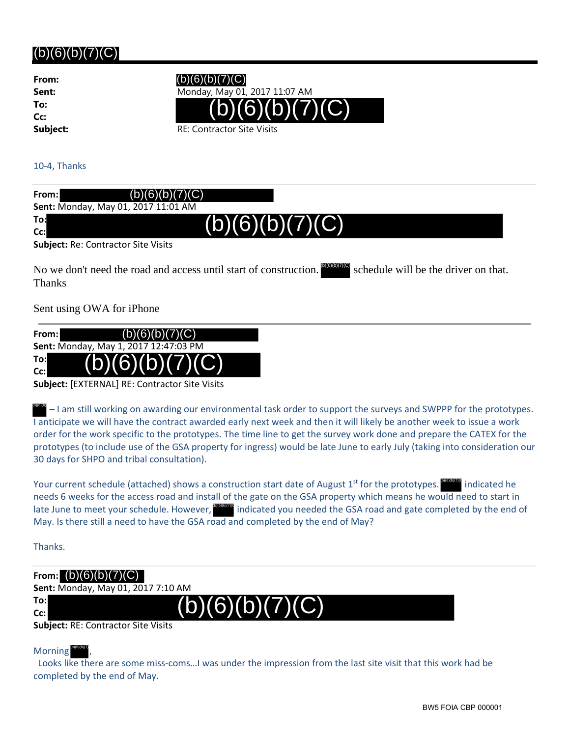# (b)(6)(b)(7)(C)

**From:** (b)(6)(b)(7)(C)
**Sent:** Monday, May 01, 2017 11:07 AM
**To:** (b)(6)(b)(7)(C)
**Cc:**
**Subject:** RE: Contractor Site Visits

10-4, Thanks

---

**From:** (b)(6)(b)(7)(C)
**Sent:** Monday, May 01, 2017 11:01 AM
**To:** (b)(6)(b)(7)(C)
**Cc:**
**Subject:** Re: Contractor Site Visits

No we don't need the road and access until start of construction. (b)(6)(b)(7)(C) schedule will be the driver on that.
Thanks

Sent using OWA for iPhone

---

**From:** (b)(6)(b)(7)(C)
**Sent:** Monday, May 1, 2017 12:47:03 PM
**To:** (b)(6)(b)(7)(C)
**Cc:**
**Subject:** [EXTERNAL] RE: Contractor Site Visits

(b)(6)(b) – I am still working on awarding our environmental task order to support the surveys and SWPPP for the prototypes. I anticipate we will have the contract awarded early next week and then it will likely be another week to issue a work order for the work specific to the prototypes. The time line to get the survey work done and prepare the CATEX for the prototypes (to include use of the GSA property for ingress) would be late June to early July (taking into consideration our 30 days for SHPO and tribal consultation).

Your current schedule (attached) shows a construction start date of August 1st for the prototypes. (b)(6)(b)(7)(C) indicated he needs 6 weeks for the access road and install of the gate on the GSA property which means he would need to start in late June to meet your schedule. However, (b)(6)(b)(7)(C) indicated you needed the GSA road and gate completed by the end of May. Is there still a need to have the GSA road and completed by the end of May?

Thanks.

---

**From:** (b)(6)(b)(7)(C)
**Sent:** Monday, May 01, 2017 7:10 AM
**To:** (b)(6)(b)(7)(C)
**Cc:**
**Subject:** RE: Contractor Site Visits

Morning (b)(6)(b)(7),

Looks like there are some miss-coms…I was under the impression from the last site visit that this work had be completed by the end of May.

BW5 FOIA CBP 000001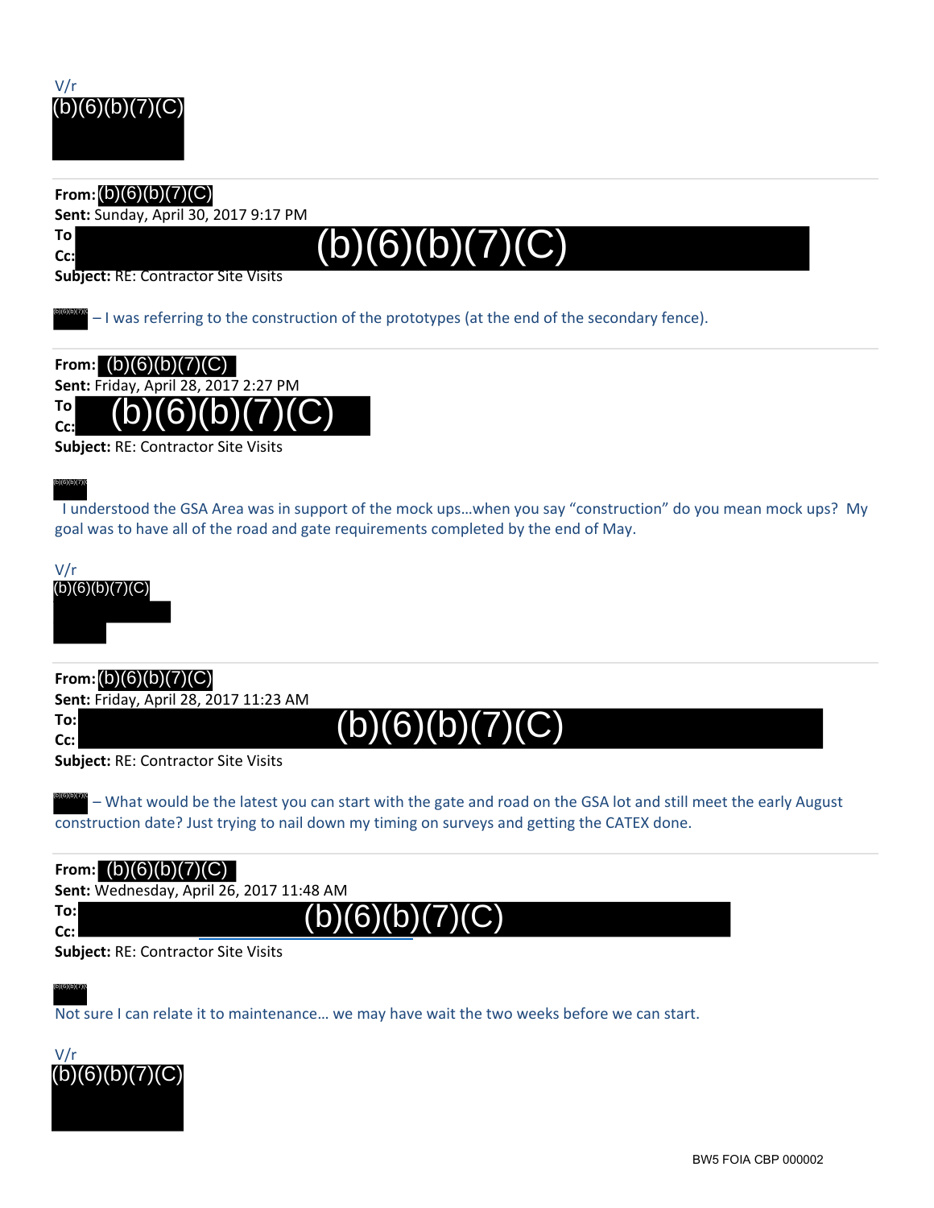V/r
(b)(6)(b)(7)(C)

---

**From:** (b)(6)(b)(7)(C)
**Sent:** Sunday, April 30, 2017 9:17 PM
**To**
**Cc:** (b)(6)(b)(7)(C)
**Subject:** RE: Contractor Site Visits

(b)(6)(b)(7)(C) – I was referring to the construction of the prototypes (at the end of the secondary fence).

---

**From:** (b)(6)(b)(7)(C)
**Sent:** Friday, April 28, 2017 2:27 PM
**To**
**Cc:** (b)(6)(b)(7)(C)
**Subject:** RE: Contractor Site Visits

(b)(6)(b)(7)(C)
I understood the GSA Area was in support of the mock ups…when you say "construction" do you mean mock ups? My goal was to have all of the road and gate requirements completed by the end of May.

V/r
(b)(6)(b)(7)(C)

---

**From:** (b)(6)(b)(7)(C)
**Sent:** Friday, April 28, 2017 11:23 AM
**To:**
**Cc:** (b)(6)(b)(7)(C)
**Subject:** RE: Contractor Site Visits

(b)(6)(b)(7)(C) – What would be the latest you can start with the gate and road on the GSA lot and still meet the early August construction date? Just trying to nail down my timing on surveys and getting the CATEX done.

---

**From:** (b)(6)(b)(7)(C)
**Sent:** Wednesday, April 26, 2017 11:48 AM
**To:**
**Cc:** (b)(6)(b)(7)(C)
**Subject:** RE: Contractor Site Visits

(b)(6)(b)(7)(C)
Not sure I can relate it to maintenance… we may have wait the two weeks before we can start.

V/r
(b)(6)(b)(7)(C)

BW5 FOIA CBP 000002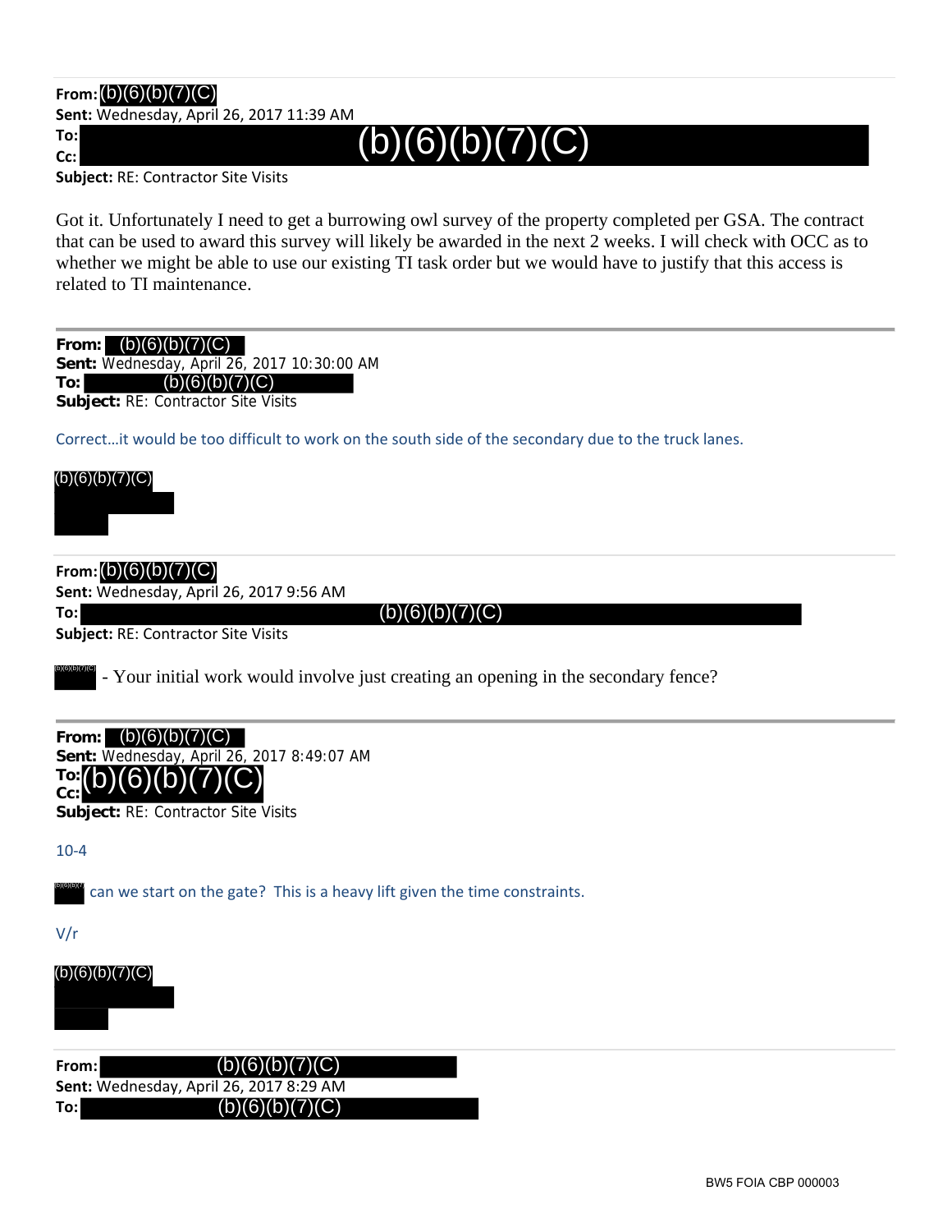**From:** (b)(6)(b)(7)(C)
**Sent:** Wednesday, April 26, 2017 11:39 AM
**To:** (b)(6)(b)(7)(C)
**Cc:**
**Subject:** RE: Contractor Site Visits

Got it. Unfortunately I need to get a burrowing owl survey of the property completed per GSA. The contract that can be used to award this survey will likely be awarded in the next 2 weeks. I will check with OCC as to whether we might be able to use our existing TI task order but we would have to justify that this access is related to TI maintenance.

---

**From:** (b)(6)(b)(7)(C)
**Sent:** Wednesday, April 26, 2017 10:30:00 AM
**To:** (b)(6)(b)(7)(C)
**Subject:** RE: Contractor Site Visits

Correct…it would be too difficult to work on the south side of the secondary due to the truck lanes.

(b)(6)(b)(7)(C)

---

**From:** (b)(6)(b)(7)(C)
**Sent:** Wednesday, April 26, 2017 9:56 AM
**To:** (b)(6)(b)(7)(C)
**Subject:** RE: Contractor Site Visits

(b)(6)(b)(7)(C) - Your initial work would involve just creating an opening in the secondary fence?

---

**From:** (b)(6)(b)(7)(C)
**Sent:** Wednesday, April 26, 2017 8:49:07 AM
**To:** (b)(6)(b)(7)(C)
**Cc:**
**Subject:** RE: Contractor Site Visits

10-4

(b)(6)(b)(7) can we start on the gate? This is a heavy lift given the time constraints.

V/r

(b)(6)(b)(7)(C)

---

**From:** (b)(6)(b)(7)(C)
**Sent:** Wednesday, April 26, 2017 8:29 AM
**To:** (b)(6)(b)(7)(C)

BW5 FOIA CBP 000003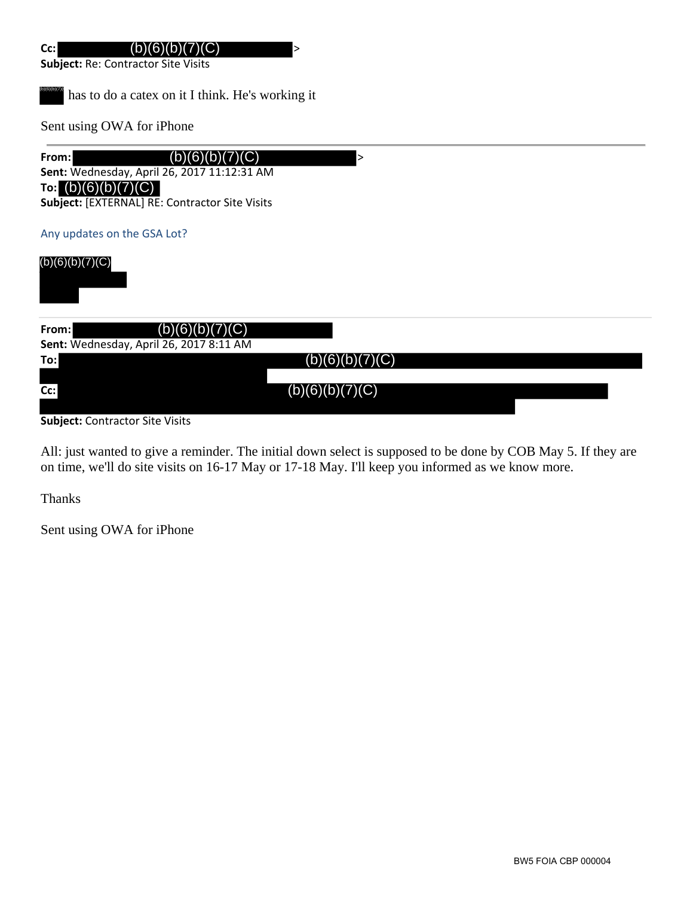**Cc:** (b)(6)(b)(7)(C) >
**Subject:** Re: Contractor Site Visits

(b)(6)(b)(7)(C) has to do a catex on it I think. He's working it

Sent using OWA for iPhone

---

**From:** (b)(6)(b)(7)(C) >
**Sent:** Wednesday, April 26, 2017 11:12:31 AM
**To:** (b)(6)(b)(7)(C)
**Subject:** [EXTERNAL] RE: Contractor Site Visits

Any updates on the GSA Lot?

(b)(6)(b)(7)(C)

---

**From:** (b)(6)(b)(7)(C)
**Sent:** Wednesday, April 26, 2017 8:11 AM
**To:** (b)(6)(b)(7)(C)
**Cc:** (b)(6)(b)(7)(C)
**Subject:** Contractor Site Visits

All: just wanted to give a reminder. The initial down select is supposed to be done by COB May 5. If they are on time, we'll do site visits on 16-17 May or 17-18 May. I'll keep you informed as we know more.

Thanks

Sent using OWA for iPhone

BW5 FOIA CBP 000004